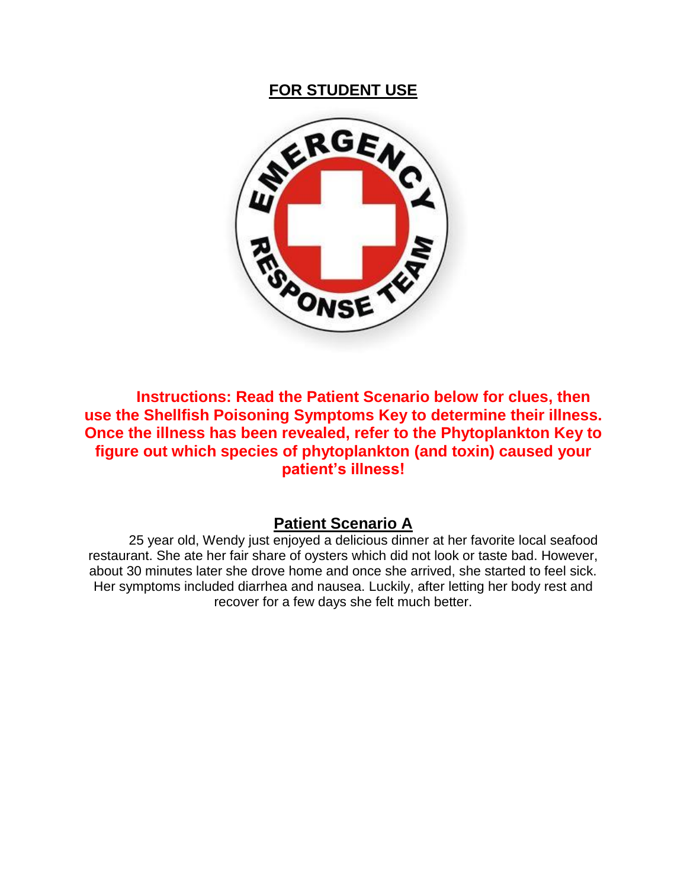**FOR STUDENT USE**

**Instructions: Read the Patient Scenario below for clues, then use the Shellfish Poisoning Symptoms Key to determine their illness. Once the illness has been revealed, refer to the Phytoplankton Key to figure out which species of phytoplankton (and toxin) caused your patient's illness!**

## Patient Scenario A

25 year old, Wendy just enjoyed a delicious dinner at her favorite local seafood restaurant. She ate her fair share of oysters which did not look or taste bad. However, about 30 minutes later she drove home and once she arrived, she started to feel sick. Her symptoms included diarrhea and nausea. Luckily, after letting her body rest and recover for a few days she felt much better.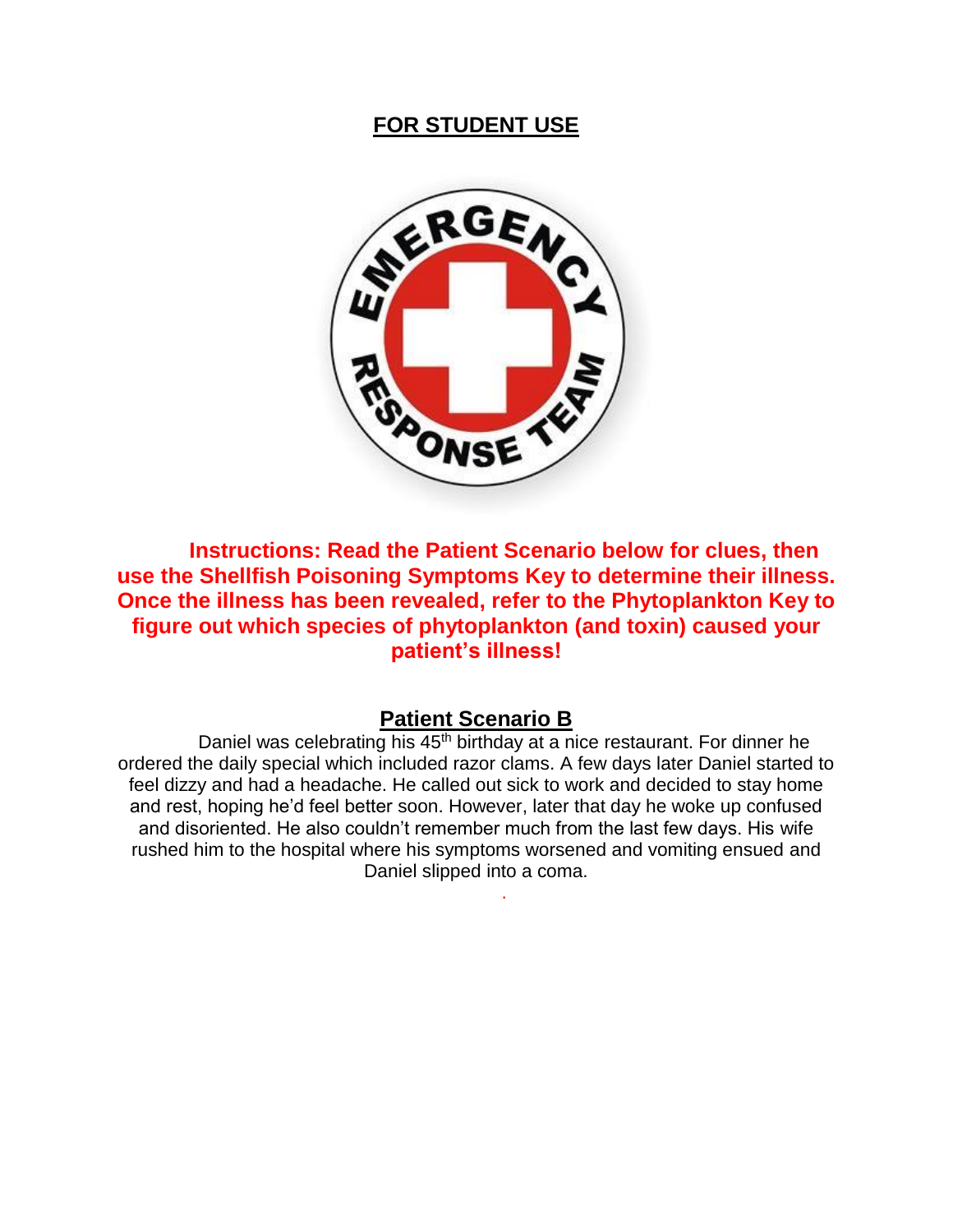## FOR STUDENT USE

**Instructions: Read the Patient Scenario below for clues, then use the Shellfish Poisoning Symptoms Key to determine their illness. Once the illness has been revealed, refer to the Phytoplankton Key to figure out which species of phytoplankton (and toxin) caused your patient's illness!**

## Patient Scenario B

Daniel was celebrating his $45^{th}$ birthday at a nice restaurant. For dinner he ordered the daily special which included razor clams. A few days later Daniel started to feel dizzy and had a headache. He called out sick to work and decided to stay home and rest, hoping he'd feel better soon. However, later that day he woke up confused and disoriented. He also couldn't remember much from the last few days. His wife rushed him to the hospital where his symptoms worsened and vomiting ensued and Daniel slipped into a coma.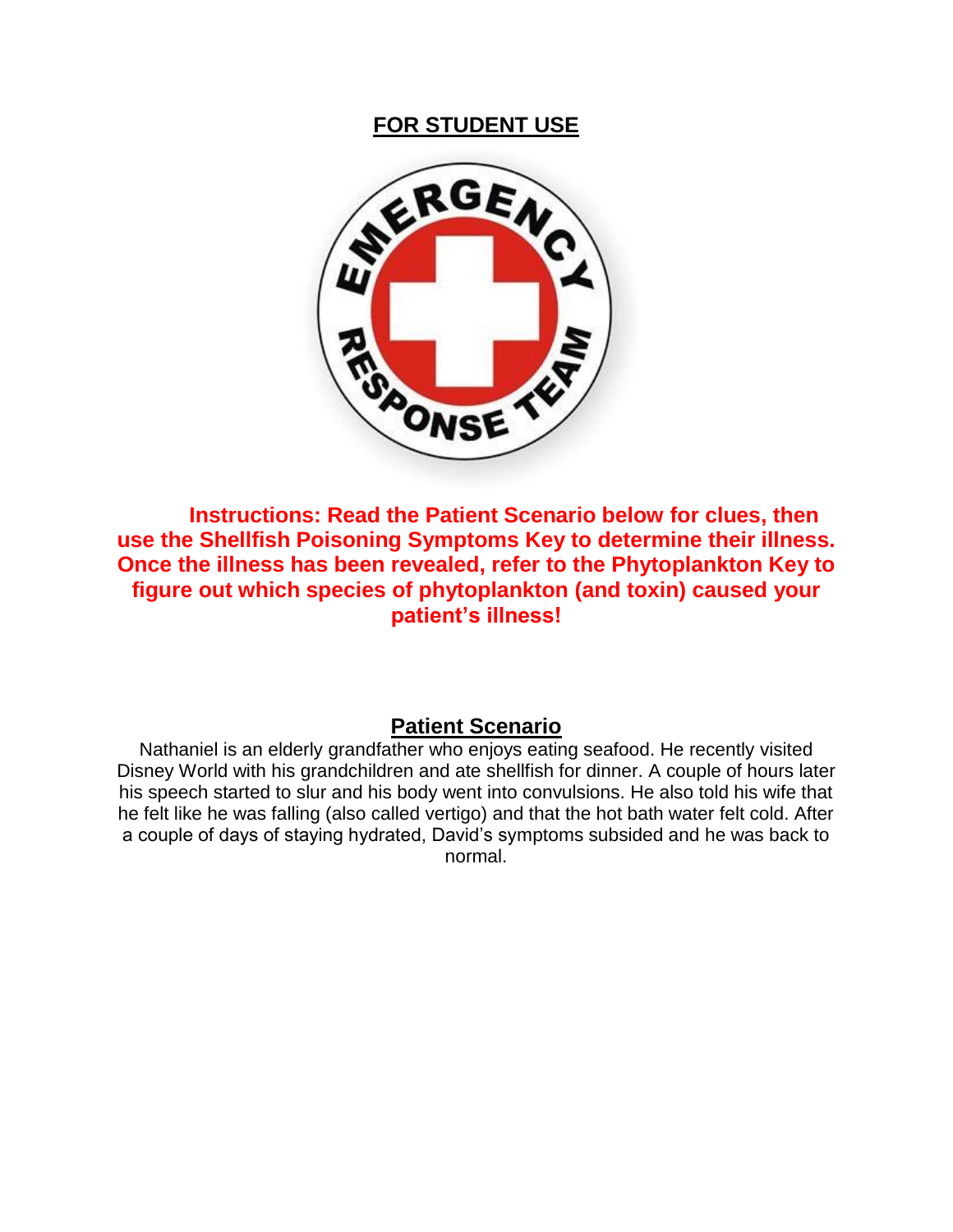**FOR STUDENT USE**

**Instructions: Read the Patient Scenario below for clues, then use the Shellfish Poisoning Symptoms Key to determine their illness. Once the illness has been revealed, refer to the Phytoplankton Key to figure out which species of phytoplankton (and toxin) caused your patient's illness!**

## Patient Scenario

Nathaniel is an elderly grandfather who enjoys eating seafood. He recently visited Disney World with his grandchildren and ate shellfish for dinner. A couple of hours later his speech started to slur and his body went into convulsions. He also told his wife that he felt like he was falling (also called vertigo) and that the hot bath water felt cold. After a couple of days of staying hydrated, David's symptoms subsided and he was back to normal.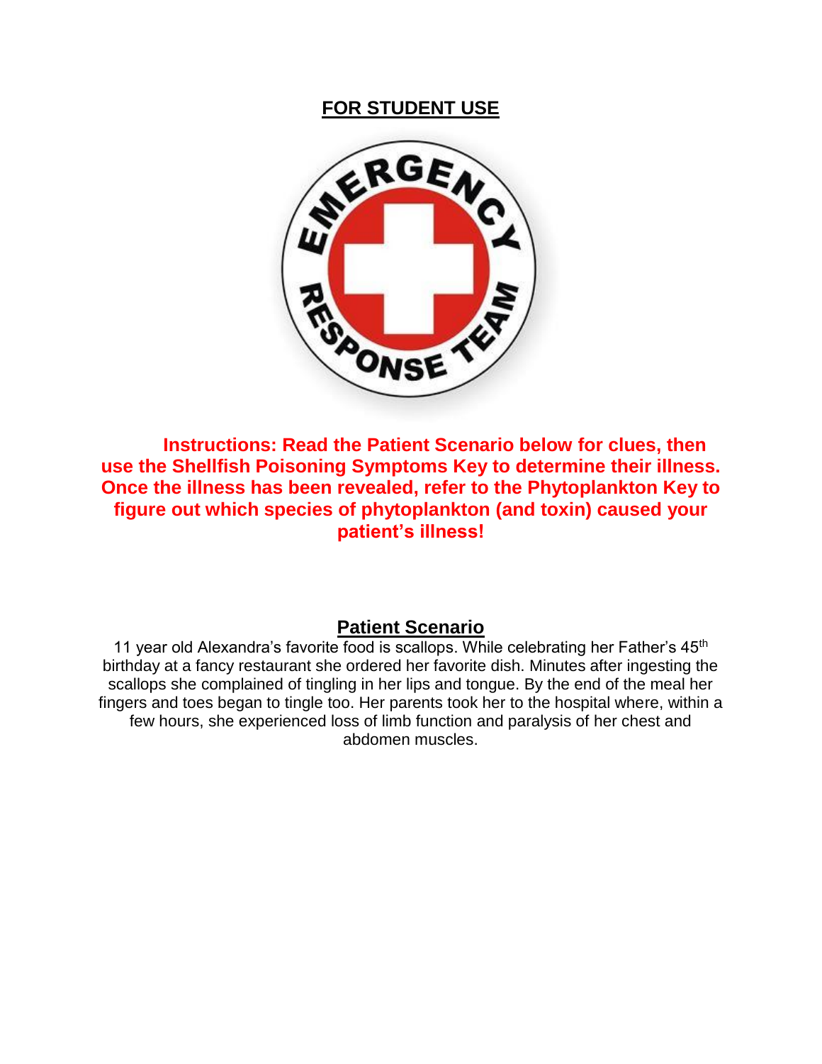**FOR STUDENT USE**

**Instructions: Read the Patient Scenario below for clues, then use the Shellfish Poisoning Symptoms Key to determine their illness. Once the illness has been revealed, refer to the Phytoplankton Key to figure out which species of phytoplankton (and toxin) caused your patient's illness!**

## Patient Scenario

11 year old Alexandra's favorite food is scallops. While celebrating her Father's 45th birthday at a fancy restaurant she ordered her favorite dish. Minutes after ingesting the scallops she complained of tingling in her lips and tongue. By the end of the meal her fingers and toes began to tingle too. Her parents took her to the hospital where, within a few hours, she experienced loss of limb function and paralysis of her chest and abdomen muscles.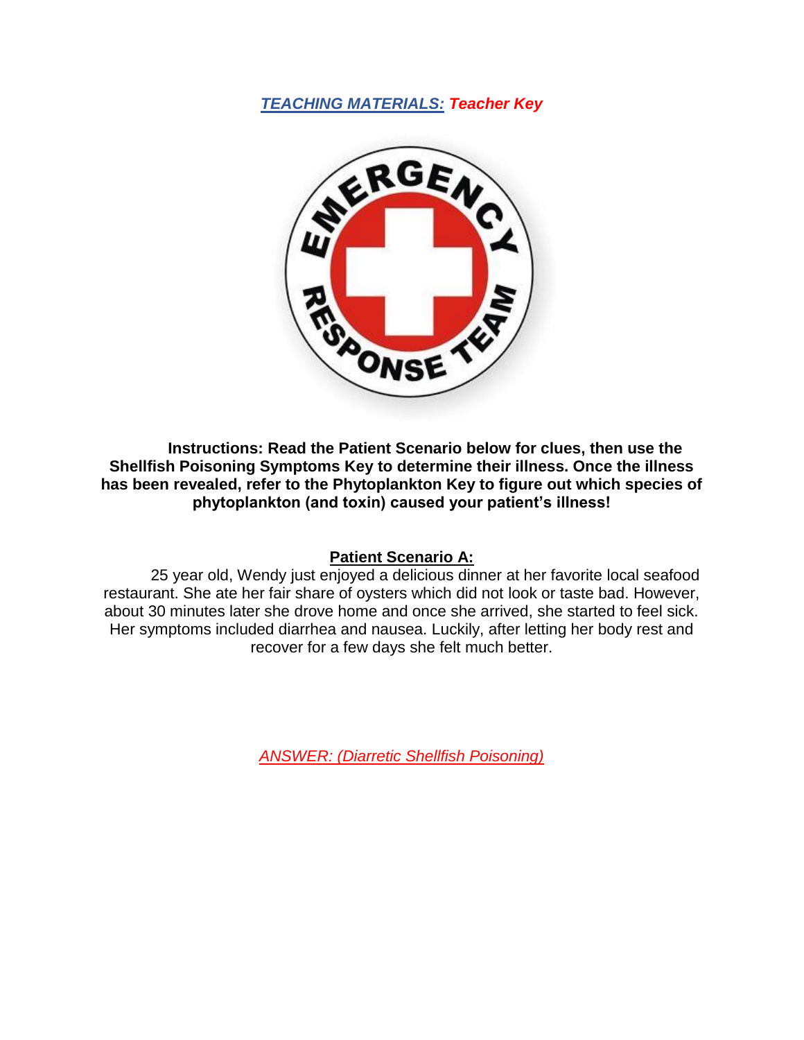***TEACHING MATERIALS:* *Teacher Key***

**Instructions: Read the Patient Scenario below for clues, then use the Shellfish Poisoning Symptoms Key to determine their illness. Once the illness has been revealed, refer to the Phytoplankton Key to figure out which species of phytoplankton (and toxin) caused your patient's illness!**

**Patient Scenario A:**

25 year old, Wendy just enjoyed a delicious dinner at her favorite local seafood restaurant. She ate her fair share of oysters which did not look or taste bad. However, about 30 minutes later she drove home and once she arrived, she started to feel sick. Her symptoms included diarrhea and nausea. Luckily, after letting her body rest and recover for a few days she felt much better.

*ANSWER: (Diarretic Shellfish Poisoning)*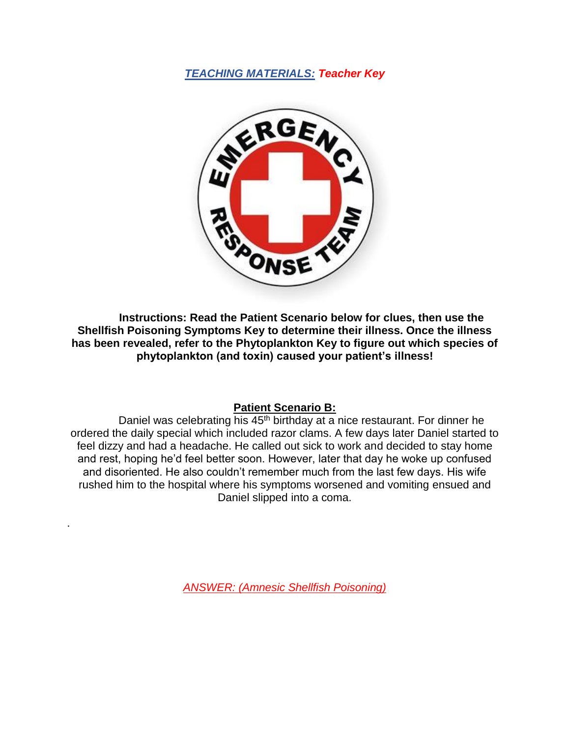***TEACHING MATERIALS:* Teacher Key**

**Instructions: Read the Patient Scenario below for clues, then use the Shellfish Poisoning Symptoms Key to determine their illness. Once the illness has been revealed, refer to the Phytoplankton Key to figure out which species of phytoplankton (and toxin) caused your patient's illness!**

## Patient Scenario B:

Daniel was celebrating his 45th birthday at a nice restaurant. For dinner he ordered the daily special which included razor clams. A few days later Daniel started to feel dizzy and had a headache. He called out sick to work and decided to stay home and rest, hoping he'd feel better soon. However, later that day he woke up confused and disoriented. He also couldn't remember much from the last few days. His wife rushed him to the hospital where his symptoms worsened and vomiting ensued and Daniel slipped into a coma.

.

*ANSWER: (Amnesic Shellfish Poisoning)*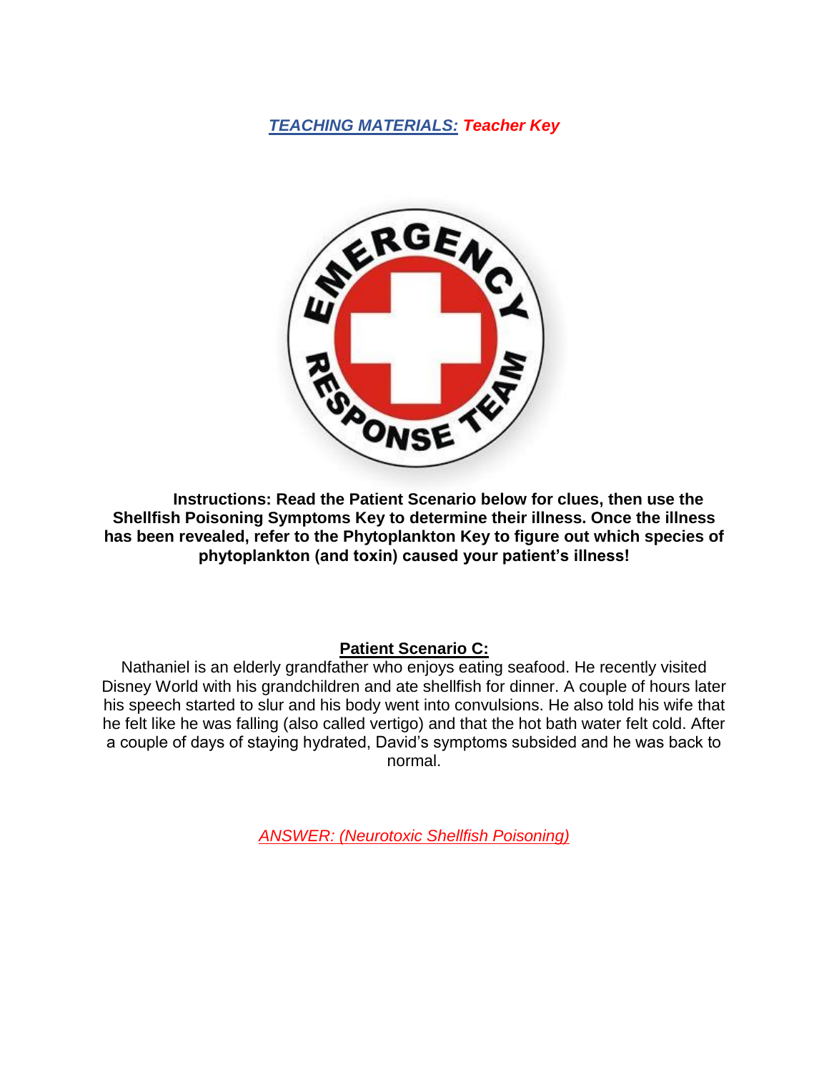***TEACHING MATERIALS:* Teacher Key**

**Instructions: Read the Patient Scenario below for clues, then use the Shellfish Poisoning Symptoms Key to determine their illness. Once the illness has been revealed, refer to the Phytoplankton Key to figure out which species of phytoplankton (and toxin) caused your patient's illness!**

**Patient Scenario C:**

Nathaniel is an elderly grandfather who enjoys eating seafood. He recently visited Disney World with his grandchildren and ate shellfish for dinner. A couple of hours later his speech started to slur and his body went into convulsions. He also told his wife that he felt like he was falling (also called vertigo) and that the hot bath water felt cold. After a couple of days of staying hydrated, David's symptoms subsided and he was back to normal.

*ANSWER: (Neurotoxic Shellfish Poisoning)*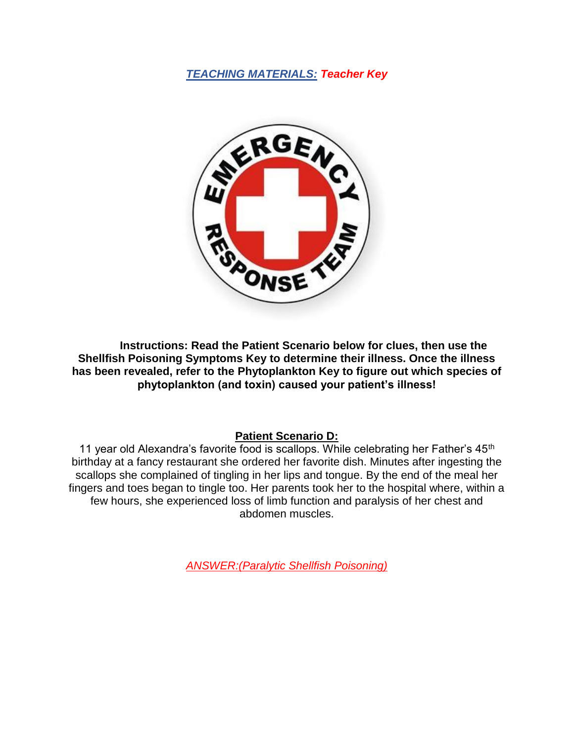***TEACHING MATERIALS:* Teacher Key**

**Instructions: Read the Patient Scenario below for clues, then use the Shellfish Poisoning Symptoms Key to determine their illness. Once the illness has been revealed, refer to the Phytoplankton Key to figure out which species of phytoplankton (and toxin) caused your patient's illness!**

**Patient Scenario D:**

11 year old Alexandra's favorite food is scallops. While celebrating her Father's 45th birthday at a fancy restaurant she ordered her favorite dish. Minutes after ingesting the scallops she complained of tingling in her lips and tongue. By the end of the meal her fingers and toes began to tingle too. Her parents took her to the hospital where, within a few hours, she experienced loss of limb function and paralysis of her chest and abdomen muscles.

*ANSWER:(Paralytic Shellfish Poisoning)*